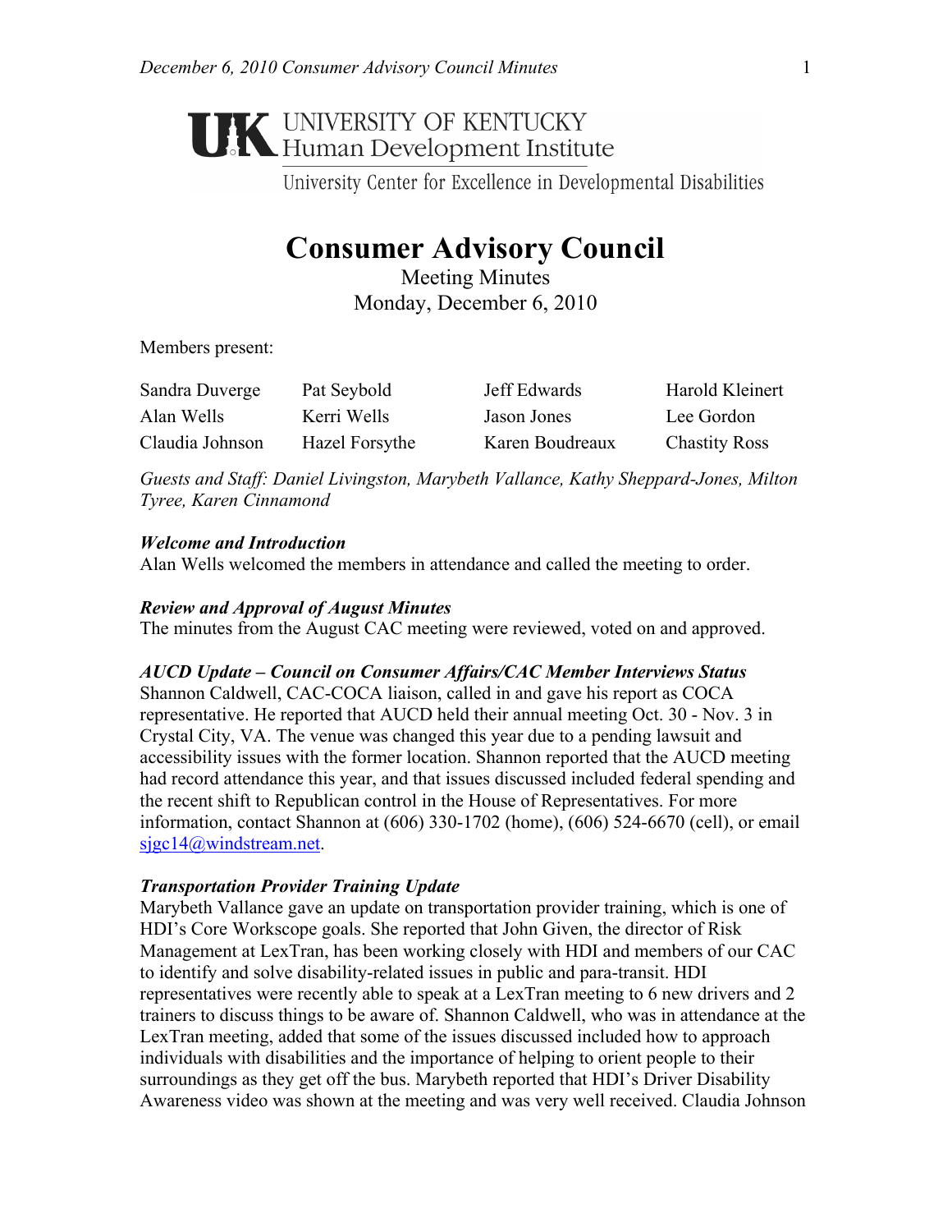UNIVERSITY OF KENTUCKY
Human Development Institute
University Center for Excellence in Developmental Disabilities

# Consumer Advisory Council

Meeting Minutes
Monday, December 6, 2010

Members present:

| | | | |
|---|---|---|---|
| Sandra Duverge | Pat Seybold | Jeff Edwards | Harold Kleinert |
| Alan Wells | Kerri Wells | Jason Jones | Lee Gordon |
| Claudia Johnson | Hazel Forsythe | Karen Boudreaux | Chastity Ross |

*Guests and Staff: Daniel Livingston, Marybeth Vallance, Kathy Sheppard-Jones, Milton Tyree, Karen Cinnamond*

***Welcome and Introduction***

Alan Wells welcomed the members in attendance and called the meeting to order.

***Review and Approval of August Minutes***

The minutes from the August CAC meeting were reviewed, voted on and approved.

***AUCD Update – Council on Consumer Affairs/CAC Member Interviews Status***

Shannon Caldwell, CAC-COCA liaison, called in and gave his report as COCA representative. He reported that AUCD held their annual meeting Oct. 30 - Nov. 3 in Crystal City, VA. The venue was changed this year due to a pending lawsuit and accessibility issues with the former location. Shannon reported that the AUCD meeting had record attendance this year, and that issues discussed included federal spending and the recent shift to Republican control in the House of Representatives. For more information, contact Shannon at (606) 330-1702 (home), (606) 524-6670 (cell), or email sjgc14@windstream.net.

***Transportation Provider Training Update***

Marybeth Vallance gave an update on transportation provider training, which is one of HDI's Core Workscope goals. She reported that John Given, the director of Risk Management at LexTran, has been working closely with HDI and members of our CAC to identify and solve disability-related issues in public and para-transit. HDI representatives were recently able to speak at a LexTran meeting to 6 new drivers and 2 trainers to discuss things to be aware of. Shannon Caldwell, who was in attendance at the LexTran meeting, added that some of the issues discussed included how to approach individuals with disabilities and the importance of helping to orient people to their surroundings as they get off the bus. Marybeth reported that HDI's Driver Disability Awareness video was shown at the meeting and was very well received. Claudia Johnson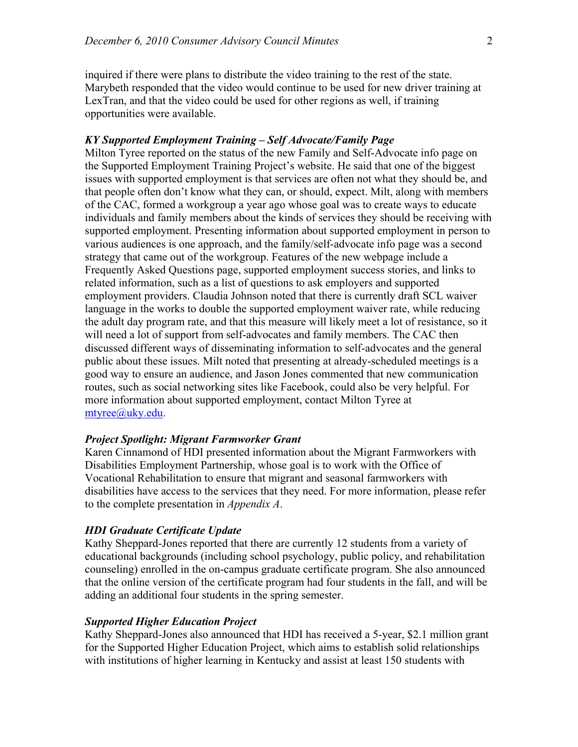inquired if there were plans to distribute the video training to the rest of the state. Marybeth responded that the video would continue to be used for new driver training at LexTran, and that the video could be used for other regions as well, if training opportunities were available.

### *KY Supported Employment Training – Self Advocate/Family Page*

Milton Tyree reported on the status of the new Family and Self-Advocate info page on the Supported Employment Training Project's website. He said that one of the biggest issues with supported employment is that services are often not what they should be, and that people often don't know what they can, or should, expect. Milt, along with members of the CAC, formed a workgroup a year ago whose goal was to create ways to educate individuals and family members about the kinds of services they should be receiving with supported employment. Presenting information about supported employment in person to various audiences is one approach, and the family/self-advocate info page was a second strategy that came out of the workgroup. Features of the new webpage include a Frequently Asked Questions page, supported employment success stories, and links to related information, such as a list of questions to ask employers and supported employment providers. Claudia Johnson noted that there is currently draft SCL waiver language in the works to double the supported employment waiver rate, while reducing the adult day program rate, and that this measure will likely meet a lot of resistance, so it will need a lot of support from self-advocates and family members. The CAC then discussed different ways of disseminating information to self-advocates and the general public about these issues. Milt noted that presenting at already-scheduled meetings is a good way to ensure an audience, and Jason Jones commented that new communication routes, such as social networking sites like Facebook, could also be very helpful. For more information about supported employment, contact Milton Tyree at mtyree@uky.edu.

### *Project Spotlight: Migrant Farmworker Grant*

Karen Cinnamond of HDI presented information about the Migrant Farmworkers with Disabilities Employment Partnership, whose goal is to work with the Office of Vocational Rehabilitation to ensure that migrant and seasonal farmworkers with disabilities have access to the services that they need. For more information, please refer to the complete presentation in *Appendix A*.

### *HDI Graduate Certificate Update*

Kathy Sheppard-Jones reported that there are currently 12 students from a variety of educational backgrounds (including school psychology, public policy, and rehabilitation counseling) enrolled in the on-campus graduate certificate program. She also announced that the online version of the certificate program had four students in the fall, and will be adding an additional four students in the spring semester.

### *Supported Higher Education Project*

Kathy Sheppard-Jones also announced that HDI has received a 5-year, $2.1 million grant for the Supported Higher Education Project, which aims to establish solid relationships with institutions of higher learning in Kentucky and assist at least 150 students with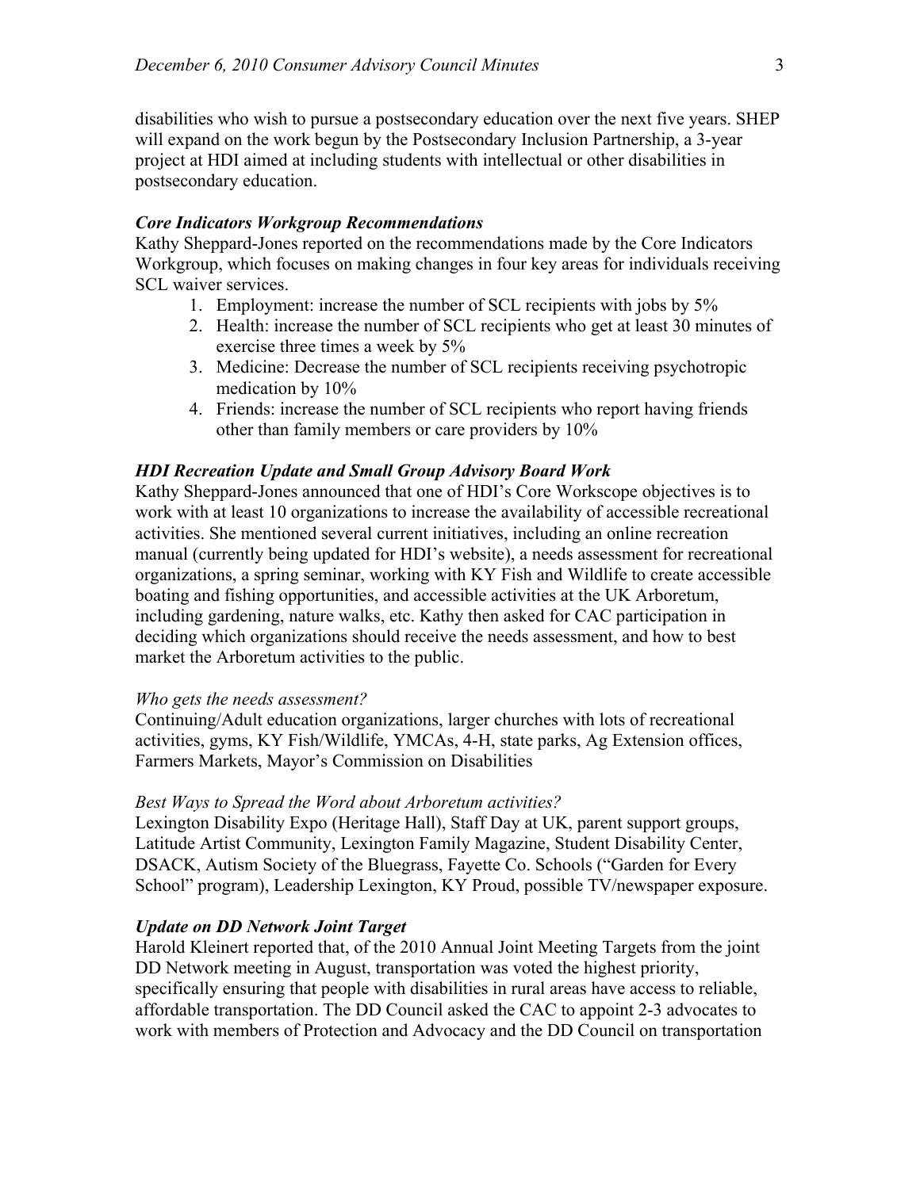disabilities who wish to pursue a postsecondary education over the next five years. SHEP will expand on the work begun by the Postsecondary Inclusion Partnership, a 3-year project at HDI aimed at including students with intellectual or other disabilities in postsecondary education.

***Core Indicators Workgroup Recommendations***

Kathy Sheppard-Jones reported on the recommendations made by the Core Indicators Workgroup, which focuses on making changes in four key areas for individuals receiving SCL waiver services.

1. Employment: increase the number of SCL recipients with jobs by 5%
2. Health: increase the number of SCL recipients who get at least 30 minutes of exercise three times a week by 5%
3. Medicine: Decrease the number of SCL recipients receiving psychotropic medication by 10%
4. Friends: increase the number of SCL recipients who report having friends other than family members or care providers by 10%

***HDI Recreation Update and Small Group Advisory Board Work***

Kathy Sheppard-Jones announced that one of HDI's Core Workscope objectives is to work with at least 10 organizations to increase the availability of accessible recreational activities. She mentioned several current initiatives, including an online recreation manual (currently being updated for HDI's website), a needs assessment for recreational organizations, a spring seminar, working with KY Fish and Wildlife to create accessible boating and fishing opportunities, and accessible activities at the UK Arboretum, including gardening, nature walks, etc. Kathy then asked for CAC participation in deciding which organizations should receive the needs assessment, and how to best market the Arboretum activities to the public.

*Who gets the needs assessment?*

Continuing/Adult education organizations, larger churches with lots of recreational activities, gyms, KY Fish/Wildlife, YMCAs, 4-H, state parks, Ag Extension offices, Farmers Markets, Mayor's Commission on Disabilities

*Best Ways to Spread the Word about Arboretum activities?*

Lexington Disability Expo (Heritage Hall), Staff Day at UK, parent support groups, Latitude Artist Community, Lexington Family Magazine, Student Disability Center, DSACK, Autism Society of the Bluegrass, Fayette Co. Schools ("Garden for Every School" program), Leadership Lexington, KY Proud, possible TV/newspaper exposure.

***Update on DD Network Joint Target***

Harold Kleinert reported that, of the 2010 Annual Joint Meeting Targets from the joint DD Network meeting in August, transportation was voted the highest priority, specifically ensuring that people with disabilities in rural areas have access to reliable, affordable transportation. The DD Council asked the CAC to appoint 2-3 advocates to work with members of Protection and Advocacy and the DD Council on transportation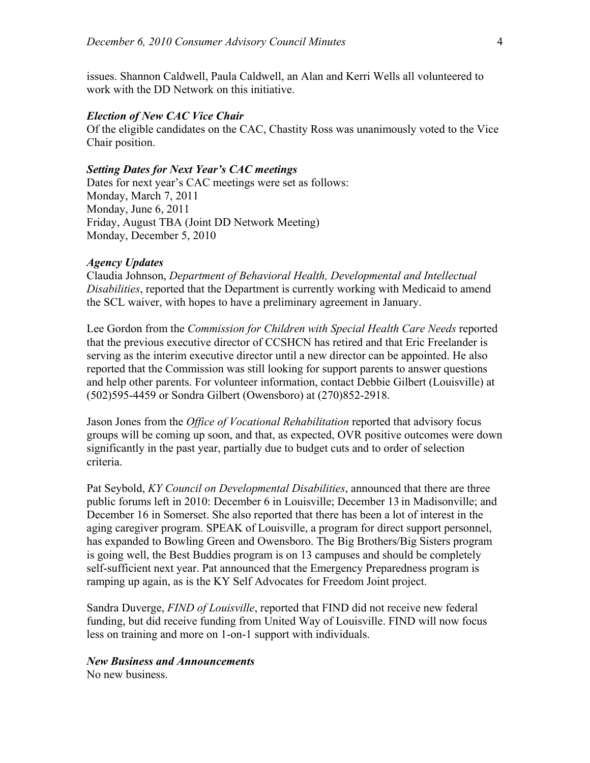issues. Shannon Caldwell, Paula Caldwell, an Alan and Kerri Wells all volunteered to work with the DD Network on this initiative.

### *Election of New CAC Vice Chair*

Of the eligible candidates on the CAC, Chastity Ross was unanimously voted to the Vice Chair position.

### *Setting Dates for Next Year's CAC meetings*

Dates for next year's CAC meetings were set as follows:
Monday, March 7, 2011
Monday, June 6, 2011
Friday, August TBA (Joint DD Network Meeting)
Monday, December 5, 2010

### *Agency Updates*

Claudia Johnson, *Department of Behavioral Health, Developmental and Intellectual Disabilities*, reported that the Department is currently working with Medicaid to amend the SCL waiver, with hopes to have a preliminary agreement in January.

Lee Gordon from the *Commission for Children with Special Health Care Needs* reported that the previous executive director of CCSHCN has retired and that Eric Freelander is serving as the interim executive director until a new director can be appointed. He also reported that the Commission was still looking for support parents to answer questions and help other parents. For volunteer information, contact Debbie Gilbert (Louisville) at (502)595-4459 or Sondra Gilbert (Owensboro) at (270)852-2918.

Jason Jones from the *Office of Vocational Rehabilitation* reported that advisory focus groups will be coming up soon, and that, as expected, OVR positive outcomes were down significantly in the past year, partially due to budget cuts and to order of selection criteria.

Pat Seybold, *KY Council on Developmental Disabilities*, announced that there are three public forums left in 2010: December 6 in Louisville; December 13 in Madisonville; and December 16 in Somerset. She also reported that there has been a lot of interest in the aging caregiver program. SPEAK of Louisville, a program for direct support personnel, has expanded to Bowling Green and Owensboro. The Big Brothers/Big Sisters program is going well, the Best Buddies program is on 13 campuses and should be completely self-sufficient next year. Pat announced that the Emergency Preparedness program is ramping up again, as is the KY Self Advocates for Freedom Joint project.

Sandra Duverge, *FIND of Louisville*, reported that FIND did not receive new federal funding, but did receive funding from United Way of Louisville. FIND will now focus less on training and more on 1-on-1 support with individuals.

### *New Business and Announcements*

No new business.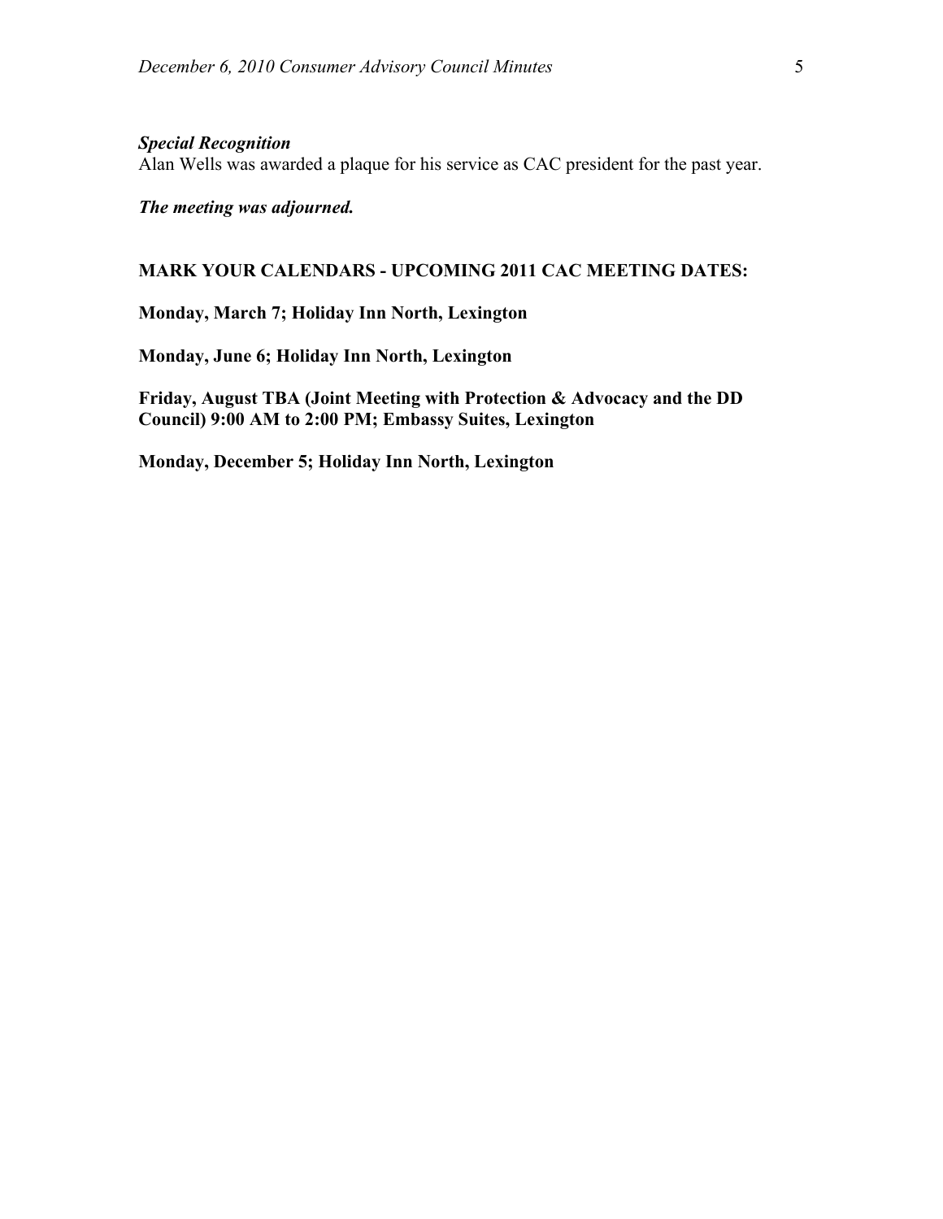***Special Recognition***

Alan Wells was awarded a plaque for his service as CAC president for the past year.

***The meeting was adjourned.***

**MARK YOUR CALENDARS - UPCOMING 2011 CAC MEETING DATES:**

**Monday, March 7; Holiday Inn North, Lexington**

**Monday, June 6; Holiday Inn North, Lexington**

**Friday, August TBA (Joint Meeting with Protection & Advocacy and the DD Council) 9:00 AM to 2:00 PM; Embassy Suites, Lexington**

**Monday, December 5; Holiday Inn North, Lexington**